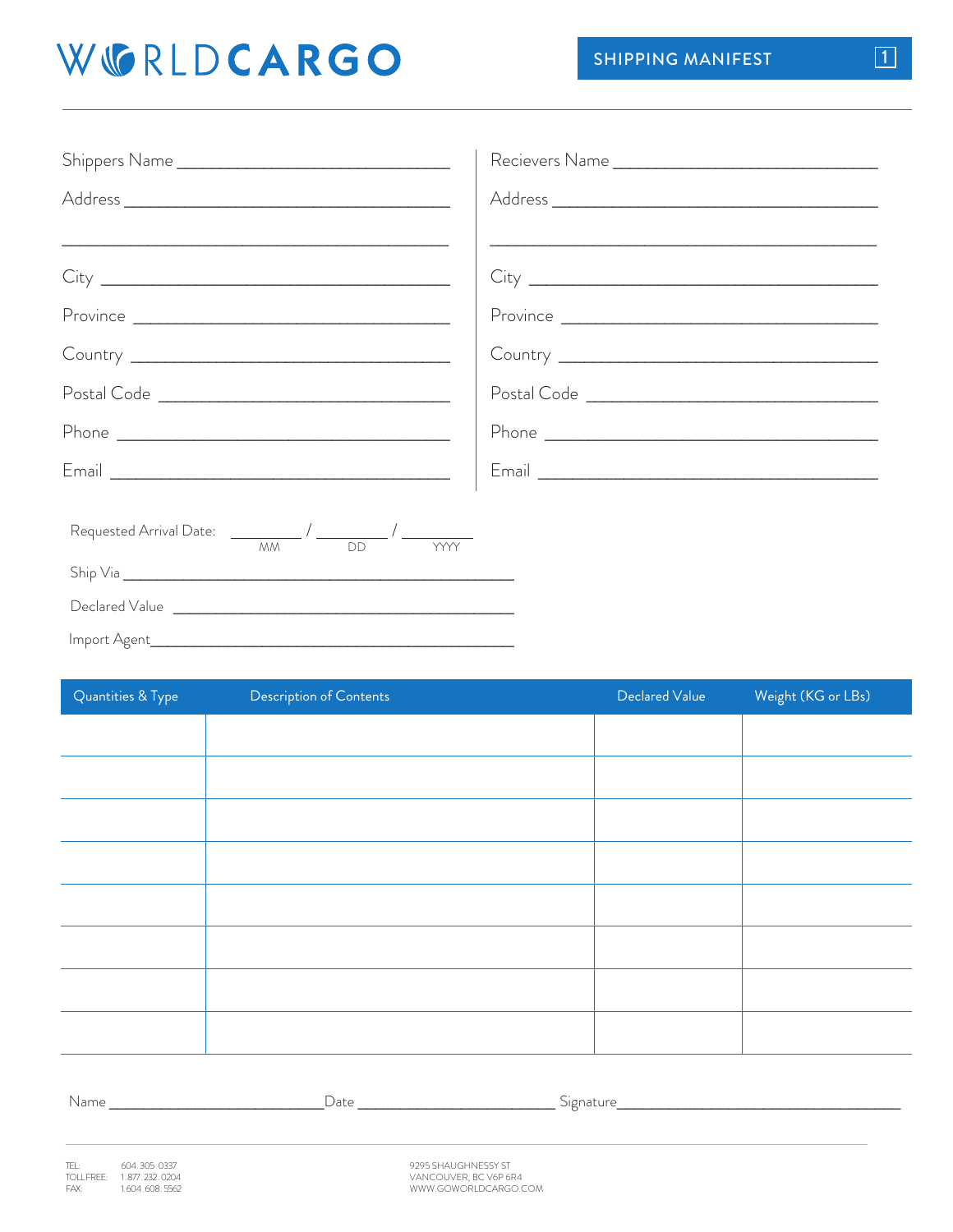# WORLDCARGO

## SHIPPING MANIFEST

Shippers Name \_\_\_\_\_\_\_\_\_\_\_\_\_\_\_\_\_\_\_\_\_\_\_\_\_\_\_\_

Address \_\_\_\_\_\_\_\_\_\_\_\_\_\_\_\_\_\_\_\_\_\_\_\_\_\_\_\_\_\_\_\_

\_\_\_\_\_\_\_\_\_\_\_\_\_\_\_\_\_\_\_\_\_\_\_\_\_\_\_\_\_\_\_\_\_\_\_\_\_\_

City \_\_\_\_\_\_\_\_\_\_\_\_\_\_\_\_\_\_\_\_\_\_\_\_\_\_\_\_\_\_\_\_\_\_

Province \_\_\_\_\_\_\_\_\_\_\_\_\_\_\_\_\_\_\_\_\_\_\_\_\_\_\_\_\_\_

Country \_\_\_\_\_\_\_\_\_\_\_\_\_\_\_\_\_\_\_\_\_\_\_\_\_\_\_\_\_\_

Postal Code \_\_\_\_\_\_\_\_\_\_\_\_\_\_\_\_\_\_\_\_\_\_\_\_\_\_\_

Phone \_\_\_\_\_\_\_\_\_\_\_\_\_\_\_\_\_\_\_\_\_\_\_\_\_\_\_\_\_\_\_\_

Email \_\_\_\_\_\_\_\_\_\_\_\_\_\_\_\_\_\_\_\_\_\_\_\_\_\_\_\_\_\_\_\_

Recievers Name \_\_\_\_\_\_\_\_\_\_\_\_\_\_\_\_\_\_\_\_\_\_\_\_\_\_\_

Address \_\_\_\_\_\_\_\_\_\_\_\_\_\_\_\_\_\_\_\_\_\_\_\_\_\_\_\_\_\_\_\_

\_\_\_\_\_\_\_\_\_\_\_\_\_\_\_\_\_\_\_\_\_\_\_\_\_\_\_\_\_\_\_\_\_\_\_\_\_\_

City \_\_\_\_\_\_\_\_\_\_\_\_\_\_\_\_\_\_\_\_\_\_\_\_\_\_\_\_\_\_\_\_\_\_

Province \_\_\_\_\_\_\_\_\_\_\_\_\_\_\_\_\_\_\_\_\_\_\_\_\_\_\_\_\_\_

Country \_\_\_\_\_\_\_\_\_\_\_\_\_\_\_\_\_\_\_\_\_\_\_\_\_\_\_\_\_\_

Postal Code \_\_\_\_\_\_\_\_\_\_\_\_\_\_\_\_\_\_\_\_\_\_\_\_\_\_\_

Phone \_\_\_\_\_\_\_\_\_\_\_\_\_\_\_\_\_\_\_\_\_\_\_\_\_\_\_\_\_\_\_\_

Email \_\_\_\_\_\_\_\_\_\_\_\_\_\_\_\_\_\_\_\_\_\_\_\_\_\_\_\_\_\_\_\_

Requested Arrival Date: \_\_\_\_\_\_ / \_\_\_\_\_\_ / \_\_\_\_\_\_
(MM / DD / YYYY)

Ship Via \_\_\_\_\_\_\_\_\_\_\_\_\_\_\_\_\_\_\_\_\_\_\_\_\_\_\_\_\_\_\_\_\_\_\_\_

Declared Value \_\_\_\_\_\_\_\_\_\_\_\_\_\_\_\_\_\_\_\_\_\_\_\_\_\_\_\_\_\_

Import Agent\_\_\_\_\_\_\_\_\_\_\_\_\_\_\_\_\_\_\_\_\_\_\_\_\_\_\_\_\_\_\_\_

| Quantities & Type | Description of Contents | Declared Value | Weight (KG or LBs) |
|---|---|---|---|
| | | | |
| | | | |
| | | | |
| | | | |
| | | | |
| | | | |
| | | | |
| | | | |

Name \_\_\_\_\_\_\_\_\_\_\_\_\_\_\_\_\_\_\_\_ Date \_\_\_\_\_\_\_\_\_\_\_\_\_\_\_\_\_\_\_\_ Signature\_\_\_\_\_\_\_\_\_\_\_\_\_\_\_\_\_\_\_\_\_\_\_\_\_\_\_\_

TEL: 604.305.0337
TOLLFREE: 1.877.232.0204
FAX: 1.604.608.5562

9295 SHAUGHNESSY ST
VANCOUVER, BC V6P 6R4
WWW.GOWORLDCARGO.COM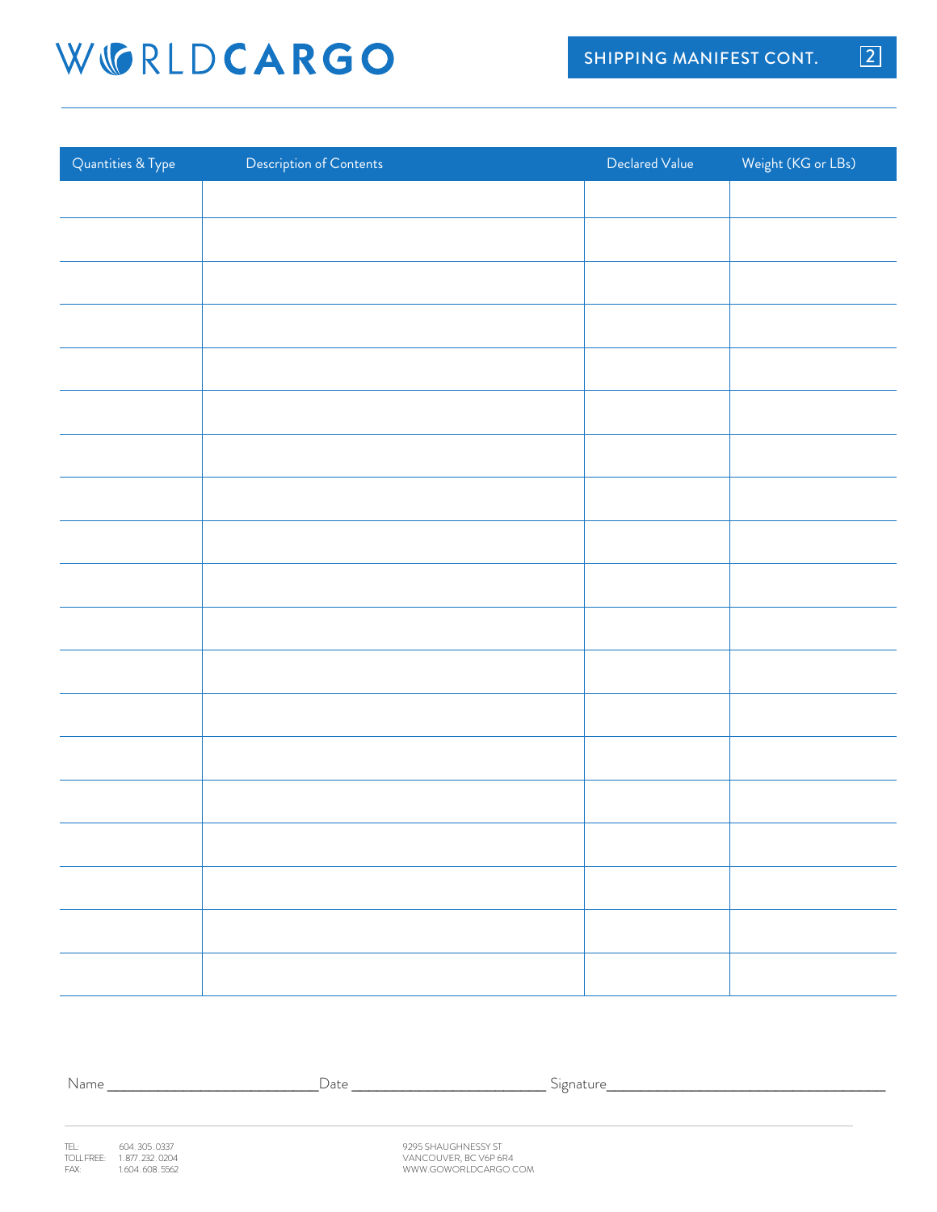# WORLDCARGO

## SHIPPING MANIFEST CONT. 2

| Quantities & Type | Description of Contents | Declared Value | Weight (KG or LBs) |
|---|---|---|---|
| | | | |
| | | | |
| | | | |
| | | | |
| | | | |
| | | | |
| | | | |
| | | | |
| | | | |
| | | | |
| | | | |
| | | | |
| | | | |
| | | | |
| | | | |
| | | | |
| | | | |
| | | | |
| | | | |

Name ________________________ Date ______________________ Signature ________________________________

TEL: 604.305.0337
TOLLFREE: 1.877.232.0204
FAX: 1.604.608.5562

9295 SHAUGHNESSY ST
VANCOUVER, BC V6P 6R4
WWW.GOWORLDCARGO.COM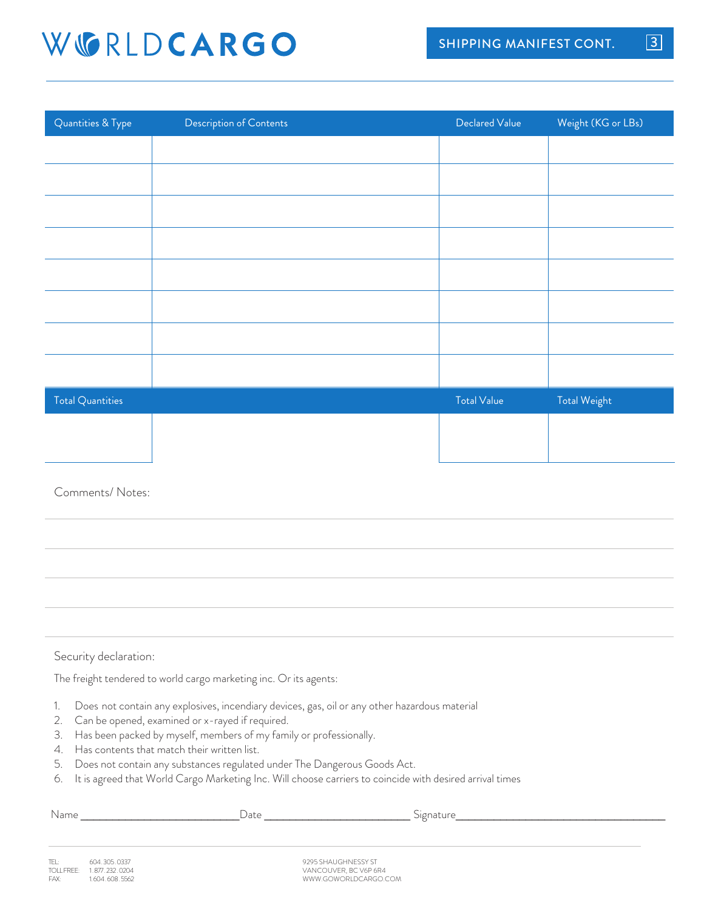# WORLDCARGO

## SHIPPING MANIFEST CONT.

| Quantities & Type | Description of Contents | Declared Value | Weight (KG or LBs) |
|---|---|---|---|
| | | | |
| | | | |
| | | | |
| | | | |
| | | | |
| | | | |
| | | | |
| | | | |
| **Total Quantities** | | **Total Value** | **Total Weight** |
| | | | |

Comments/ Notes:

Security declaration:

The freight tendered to world cargo marketing inc. Or its agents:

1. Does not contain any explosives, incendiary devices, gas, oil or any other hazardous material
2. Can be opened, examined or x-rayed if required.
3. Has been packed by myself, members of my family or professionally.
4. Has contents that match their written list.
5. Does not contain any substances regulated under The Dangerous Goods Act.
6. It is agreed that World Cargo Marketing Inc. Will choose carriers to coincide with desired arrival times

Name ______________________ Date ______________________ Signature ______________________________

TEL: 604.305.0337
TOLLFREE: 1.877.232.0204
FAX: 1.604.608.5562

9295 SHAUGHNESSY ST
VANCOUVER, BC V6P 6R4
WWW.GOWORLDCARGO.COM